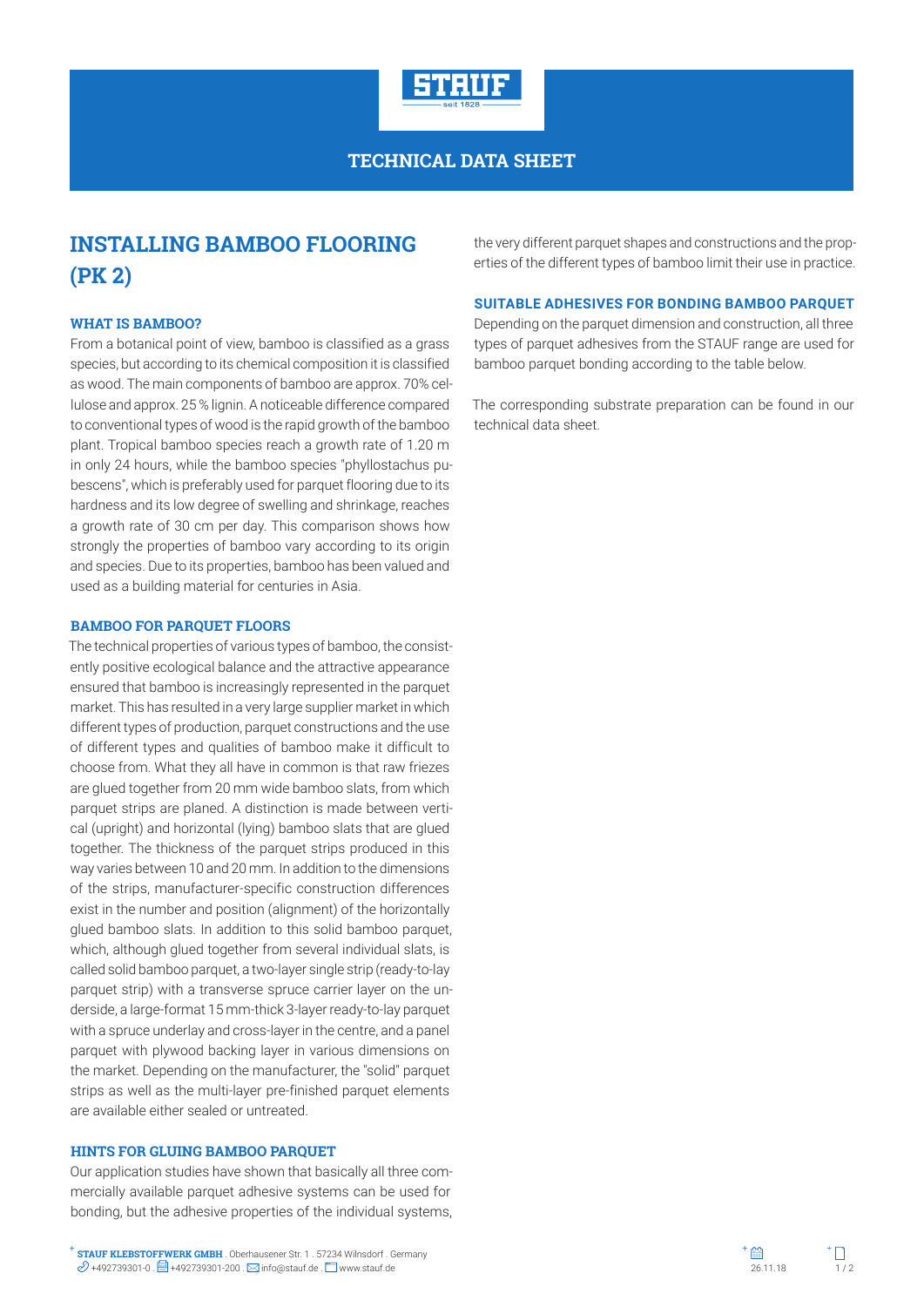# TECHNICAL DATA SHEET

## INSTALLING BAMBOO FLOORING (PK 2)

### WHAT IS BAMBOO?

From a botanical point of view, bamboo is classified as a grass species, but according to its chemical composition it is classified as wood. The main components of bamboo are approx. 70% cellulose and approx. 25 % lignin. A noticeable difference compared to conventional types of wood is the rapid growth of the bamboo plant. Tropical bamboo species reach a growth rate of 1.20 m in only 24 hours, while the bamboo species "phyllostachus pubescens", which is preferably used for parquet flooring due to its hardness and its low degree of swelling and shrinkage, reaches a growth rate of 30 cm per day. This comparison shows how strongly the properties of bamboo vary according to its origin and species. Due to its properties, bamboo has been valued and used as a building material for centuries in Asia.

### BAMBOO FOR PARQUET FLOORS

The technical properties of various types of bamboo, the consistently positive ecological balance and the attractive appearance ensured that bamboo is increasingly represented in the parquet market. This has resulted in a very large supplier market in which different types of production, parquet constructions and the use of different types and qualities of bamboo make it difficult to choose from. What they all have in common is that raw friezes are glued together from 20 mm wide bamboo slats, from which parquet strips are planed. A distinction is made between vertical (upright) and horizontal (lying) bamboo slats that are glued together. The thickness of the parquet strips produced in this way varies between 10 and 20 mm. In addition to the dimensions of the strips, manufacturer-specific construction differences exist in the number and position (alignment) of the horizontally glued bamboo slats. In addition to this solid bamboo parquet, which, although glued together from several individual slats, is called solid bamboo parquet, a two-layer single strip (ready-to-lay parquet strip) with a transverse spruce carrier layer on the underside, a large-format 15 mm-thick 3-layer ready-to-lay parquet with a spruce underlay and cross-layer in the centre, and a panel parquet with plywood backing layer in various dimensions on the market. Depending on the manufacturer, the "solid" parquet strips as well as the multi-layer pre-finished parquet elements are available either sealed or untreated.

### HINTS FOR GLUING BAMBOO PARQUET

Our application studies have shown that basically all three commercially available parquet adhesive systems can be used for bonding, but the adhesive properties of the individual systems, the very different parquet shapes and constructions and the properties of the different types of bamboo limit their use in practice.

### SUITABLE ADHESIVES FOR BONDING BAMBOO PARQUET

Depending on the parquet dimension and construction, all three types of parquet adhesives from the STAUF range are used for bamboo parquet bonding according to the table below.

The corresponding substrate preparation can be found in our technical data sheet.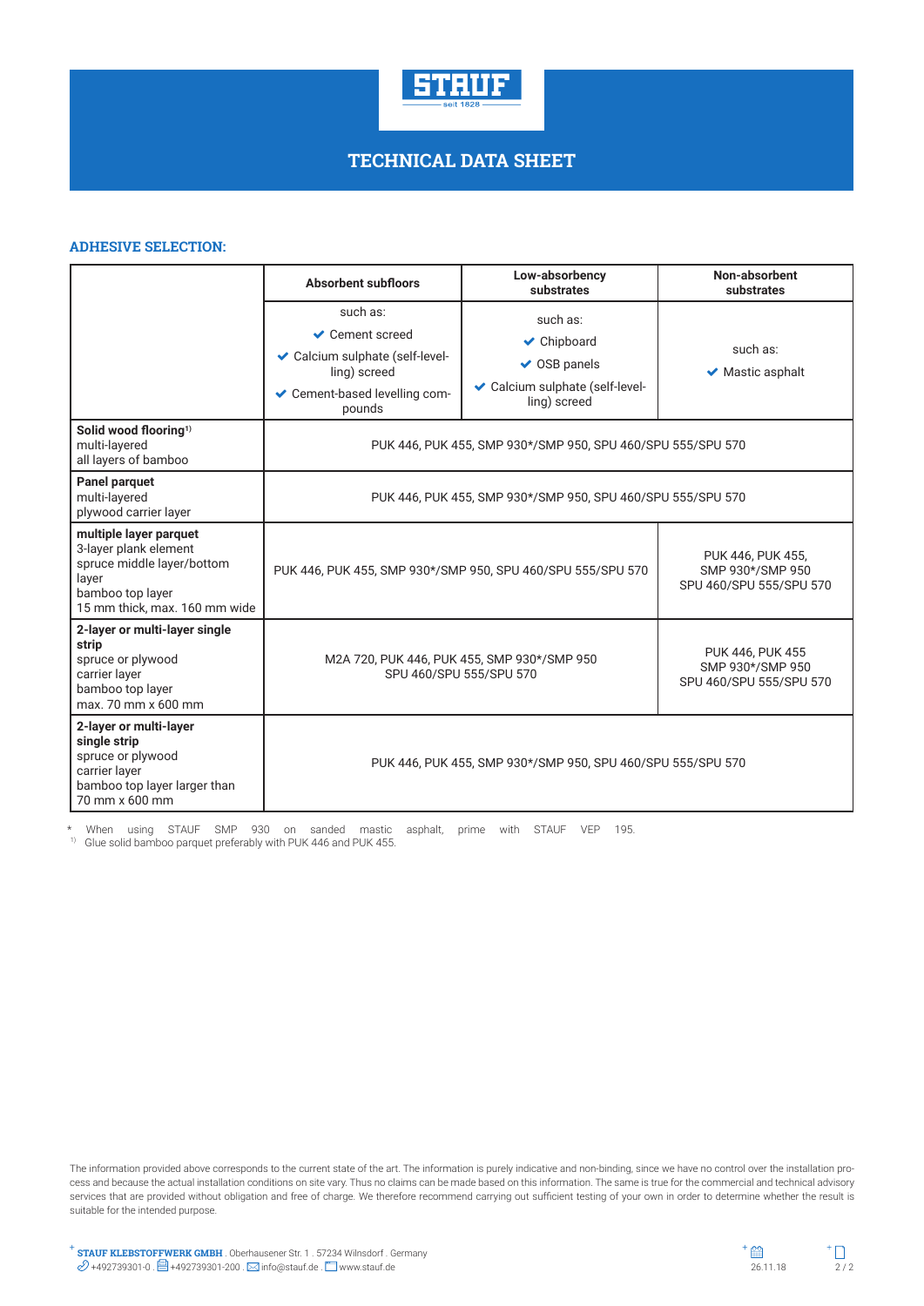# TECHNICAL DATA SHEET

## ADHESIVE SELECTION:

| | Absorbent subfloors | Low-absorbency substrates | Non-absorbent substrates |
|---|---|---|---|
| | such as: ✔ Cement screed ✔ Calcium sulphate (self-levelling) screed ✔ Cement-based levelling compounds | such as: ✔ Chipboard ✔ OSB panels ✔ Calcium sulphate (self-levelling) screed | such as: ✔ Mastic asphalt |
| **Solid wood flooring**[1] multi-layered all layers of bamboo | PUK 446, PUK 455, SMP 930*/SMP 950, SPU 460/SPU 555/SPU 570 | | |
| **Panel parquet** multi-layered plywood carrier layer | PUK 446, PUK 455, SMP 930*/SMP 950, SPU 460/SPU 555/SPU 570 | | |
| **multiple layer parquet** 3-layer plank element spruce middle layer/bottom layer bamboo top layer 15 mm thick, max. 160 mm wide | PUK 446, PUK 455, SMP 930*/SMP 950, SPU 460/SPU 555/SPU 570 | | PUK 446, PUK 455, SMP 930*/SMP 950 SPU 460/SPU 555/SPU 570 |
| **2-layer or multi-layer single strip** spruce or plywood carrier layer bamboo top layer max. 70 mm x 600 mm | M2A 720, PUK 446, PUK 455, SMP 930*/SMP 950 SPU 460/SPU 555/SPU 570 | | PUK 446, PUK 455 SMP 930*/SMP 950 SPU 460/SPU 555/SPU 570 |
| **2-layer or multi-layer single strip** spruce or plywood carrier layer bamboo top layer larger than 70 mm x 600 mm | PUK 446, PUK 455, SMP 930*/SMP 950, SPU 460/SPU 555/SPU 570 | | |

\* When using STAUF SMP 930 on sanded mastic asphalt, prime with STAUF VEP 195.
[1] Glue solid bamboo parquet preferably with PUK 446 and PUK 455.

The information provided above corresponds to the current state of the art. The information is purely indicative and non-binding, since we have no control over the installation process and because the actual installation conditions on site vary. Thus no claims can be made based on this information. The same is true for the commercial and technical advisory services that are provided without obligation and free of charge. We therefore recommend carrying out sufficient testing of your own in order to determine whether the result is suitable for the intended purpose.

**STAUF KLEBSTOFFWERK GMBH** . Oberhausener Str. 1 . 57234 Wilnsdorf . Germany
+492739301-0 . +492739301-200 . info@stauf.de . www.stauf.de

26.11.18